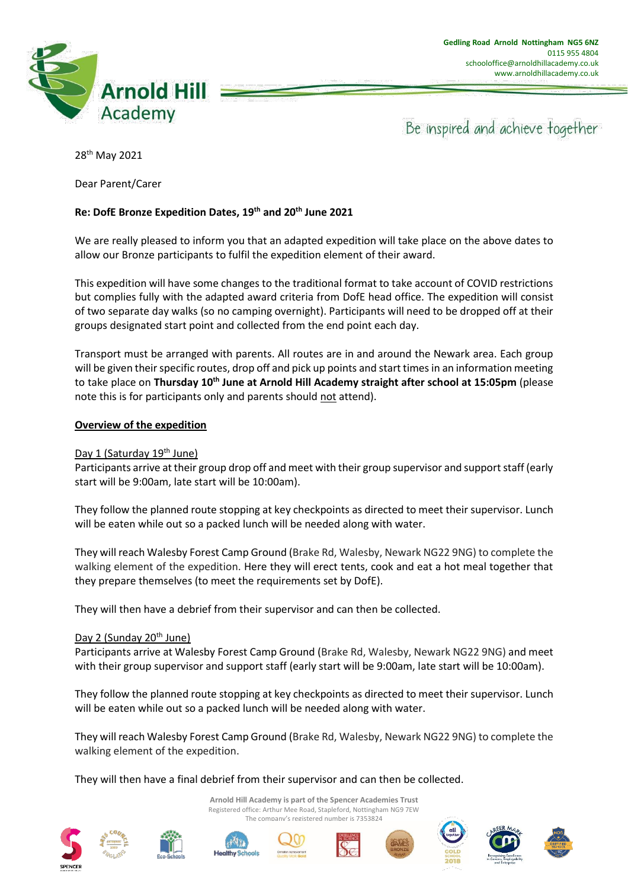Arnold Hill Academy

Gedling Road Arnold Nottingham NG5 6NZ
0115 955 4804
schooloffice@arnoldhillacademy.co.uk
www.arnoldhillacademy.co.uk

Be inspired and achieve together

28th May 2021

Dear Parent/Carer

**Re: DofE Bronze Expedition Dates, 19th and 20th June 2021**

We are really pleased to inform you that an adapted expedition will take place on the above dates to allow our Bronze participants to fulfil the expedition element of their award.

This expedition will have some changes to the traditional format to take account of COVID restrictions but complies fully with the adapted award criteria from DofE head office. The expedition will consist of two separate day walks (so no camping overnight). Participants will need to be dropped off at their groups designated start point and collected from the end point each day.

Transport must be arranged with parents. All routes are in and around the Newark area. Each group will be given their specific routes, drop off and pick up points and start times in an information meeting to take place on **Thursday 10th June at Arnold Hill Academy straight after school at 15:05pm** (please note this is for participants only and parents should not attend).

## Overview of the expedition

Day 1 (Saturday 19th June)

Participants arrive at their group drop off and meet with their group supervisor and support staff (early start will be 9:00am, late start will be 10:00am).

They follow the planned route stopping at key checkpoints as directed to meet their supervisor. Lunch will be eaten while out so a packed lunch will be needed along with water.

They will reach Walesby Forest Camp Ground (Brake Rd, Walesby, Newark NG22 9NG) to complete the walking element of the expedition. Here they will erect tents, cook and eat a hot meal together that they prepare themselves (to meet the requirements set by DofE).

They will then have a debrief from their supervisor and can then be collected.

Day 2 (Sunday 20th June)

Participants arrive at Walesby Forest Camp Ground (Brake Rd, Walesby, Newark NG22 9NG) and meet with their group supervisor and support staff (early start will be 9:00am, late start will be 10:00am).

They follow the planned route stopping at key checkpoints as directed to meet their supervisor. Lunch will be eaten while out so a packed lunch will be needed along with water.

They will reach Walesby Forest Camp Ground (Brake Rd, Walesby, Newark NG22 9NG) to complete the walking element of the expedition.

They will then have a final debrief from their supervisor and can then be collected.

Arnold Hill Academy is part of the Spencer Academies Trust
Registered office: Arthur Mee Road, Stapleford, Nottingham NG9 7EW
The company's registered number is 7353824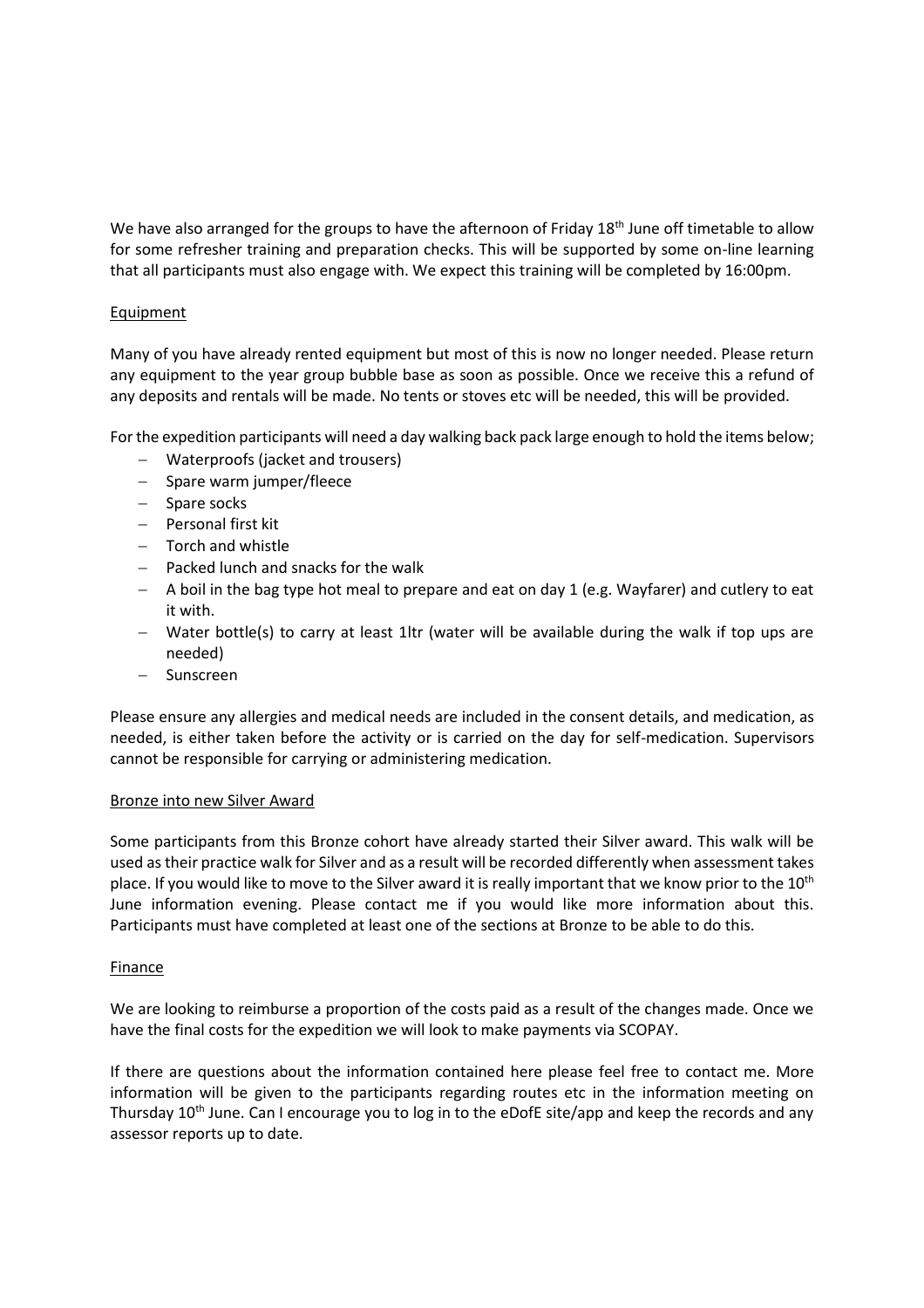We have also arranged for the groups to have the afternoon of Friday 18th June off timetable to allow for some refresher training and preparation checks. This will be supported by some on-line learning that all participants must also engage with. We expect this training will be completed by 16:00pm.

## Equipment

Many of you have already rented equipment but most of this is now no longer needed. Please return any equipment to the year group bubble base as soon as possible. Once we receive this a refund of any deposits and rentals will be made. No tents or stoves etc will be needed, this will be provided.

For the expedition participants will need a day walking back pack large enough to hold the items below;

- Waterproofs (jacket and trousers)
- Spare warm jumper/fleece
- Spare socks
- Personal first kit
- Torch and whistle
- Packed lunch and snacks for the walk
- A boil in the bag type hot meal to prepare and eat on day 1 (e.g. Wayfarer) and cutlery to eat it with.
- Water bottle(s) to carry at least 1ltr (water will be available during the walk if top ups are needed)
- Sunscreen

Please ensure any allergies and medical needs are included in the consent details, and medication, as needed, is either taken before the activity or is carried on the day for self-medication. Supervisors cannot be responsible for carrying or administering medication.

## Bronze into new Silver Award

Some participants from this Bronze cohort have already started their Silver award. This walk will be used as their practice walk for Silver and as a result will be recorded differently when assessment takes place. If you would like to move to the Silver award it is really important that we know prior to the 10th June information evening. Please contact me if you would like more information about this. Participants must have completed at least one of the sections at Bronze to be able to do this.

## Finance

We are looking to reimburse a proportion of the costs paid as a result of the changes made. Once we have the final costs for the expedition we will look to make payments via SCOPAY.

If there are questions about the information contained here please feel free to contact me. More information will be given to the participants regarding routes etc in the information meeting on Thursday 10th June. Can I encourage you to log in to the eDofE site/app and keep the records and any assessor reports up to date.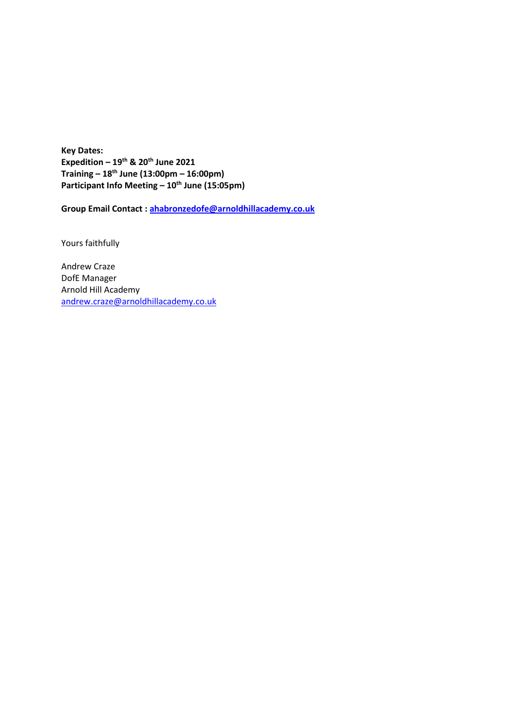**Key Dates:**
**Expedition – 19th & 20th June 2021**
**Training – 18th June (13:00pm – 16:00pm)**
**Participant Info Meeting – 10th June (15:05pm)**

**Group Email Contact : [ahabronzedofe@arnoldhillacademy.co.uk](mailto:ahabronzedofe@arnoldhillacademy.co.uk)**

Yours faithfully

Andrew Craze
DofE Manager
Arnold Hill Academy
[andrew.craze@arnoldhillacademy.co.uk](mailto:andrew.craze@arnoldhillacademy.co.uk)